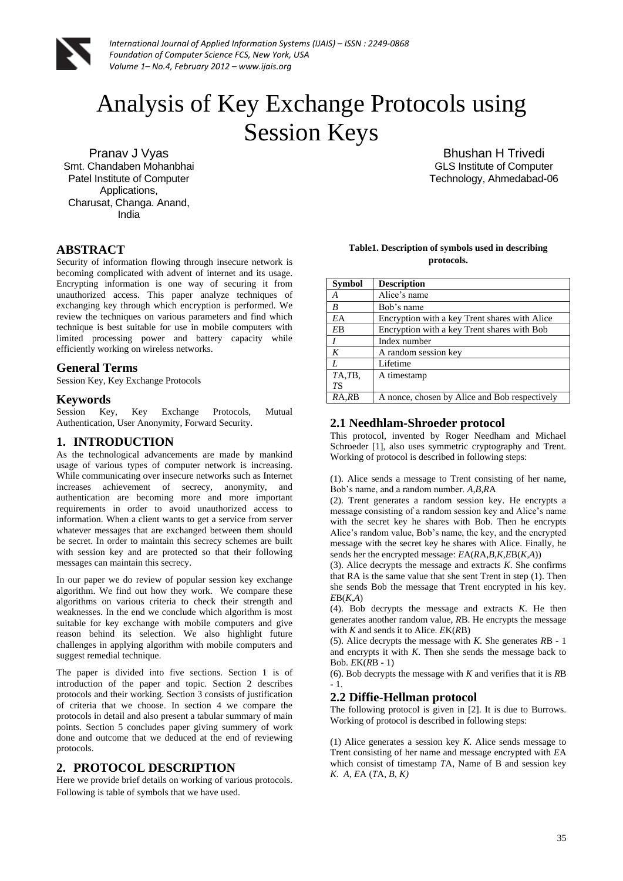# Analysis of Key Exchange Protocols using Session Keys

Pranav J Vyas
Smt. Chandaben Mohanbhai Patel Institute of Computer Applications,
Charusat, Changa. Anand, India

Bhushan H Trivedi
GLS Institute of Computer Technology, Ahmedabad-06

## ABSTRACT

Security of information flowing through insecure network is becoming complicated with advent of internet and its usage. Encrypting information is one way of securing it from unauthorized access. This paper analyze techniques of exchanging key through which encryption is performed. We review the techniques on various parameters and find which technique is best suitable for use in mobile computers with limited processing power and battery capacity while efficiently working on wireless networks.

## General Terms

Session Key, Key Exchange Protocols

## Keywords

Session Key, Key Exchange Protocols, Mutual Authentication, User Anonymity, Forward Security.

## 1. INTRODUCTION

As the technological advancements are made by mankind usage of various types of computer network is increasing. While communicating over insecure networks such as Internet increases achievement of secrecy, anonymity, and authentication are becoming more and more important requirements in order to avoid unauthorized access to information. When a client wants to get a service from server whatever messages that are exchanged between them should be secret. In order to maintain this secrecy schemes are built with session key and are protected so that their following messages can maintain this secrecy.

In our paper we do review of popular session key exchange algorithm. We find out how they work. We compare these algorithms on various criteria to check their strength and weaknesses. In the end we conclude which algorithm is most suitable for key exchange with mobile computers and give reason behind its selection. We also highlight future challenges in applying algorithm with mobile computers and suggest remedial technique.

The paper is divided into five sections. Section 1 is of introduction of the paper and topic. Section 2 describes protocols and their working. Section 3 consists of justification of criteria that we choose. In section 4 we compare the protocols in detail and also present a tabular summary of main points. Section 5 concludes paper giving summery of work done and outcome that we deduced at the end of reviewing protocols.

## 2. PROTOCOL DESCRIPTION

Here we provide brief details on working of various protocols. Following is table of symbols that we have used.

**Table1. Description of symbols used in describing protocols.**

| Symbol | Description |
|---|---|
| $A$ | Alice's name |
| $B$ | Bob's name |
| $E$A | Encryption with a key Trent shares with Alice |
| $E$B | Encryption with a key Trent shares with Bob |
| $I$ | Index number |
| $K$ | A random session key |
| $L$ | Lifetime |
| $T$A, $T$B, $T$S | A timestamp |
| $R$A, $R$B | A nonce, chosen by Alice and Bob respectively |

### 2.1 Needhlam-Shroeder protocol

This protocol, invented by Roger Needham and Michael Schroeder [1], also uses symmetric cryptography and Trent. Working of protocol is described in following steps:

(1). Alice sends a message to Trent consisting of her name, Bob's name, and a random number. $A,B,R$A

(2). Trent generates a random session key. He encrypts a message consisting of a random session key and Alice's name with the secret key he shares with Bob. Then he encrypts Alice's random value, Bob's name, the key, and the encrypted message with the secret key he shares with Alice. Finally, he sends her the encrypted message: $E$A($R$A,$B$,$K$,$E$B($K$,$A$))

(3). Alice decrypts the message and extracts $K$. She confirms that RA is the same value that she sent Trent in step (1). Then she sends Bob the message that Trent encrypted in his key. $E$B($K$,$A$)

(4). Bob decrypts the message and extracts $K$. He then generates another random value, $R$B. He encrypts the message with $K$ and sends it to Alice. $E$K($R$B)

(5). Alice decrypts the message with $K$. She generates $R$B - 1 and encrypts it with $K$. Then she sends the message back to Bob. $E$K($R$B - 1)

(6). Bob decrypts the message with $K$ and verifies that it is $R$B - 1.

### 2.2 Diffie-Hellman protocol

The following protocol is given in [2]. It is due to Burrows. Working of protocol is described in following steps:

(1) Alice generates a session key $K$. Alice sends message to Trent consisting of her name and message encrypted with $E$A which consist of timestamp $T$A, Name of B and session key $K$. $A$, $E$A ($T$A, $B$, $K$)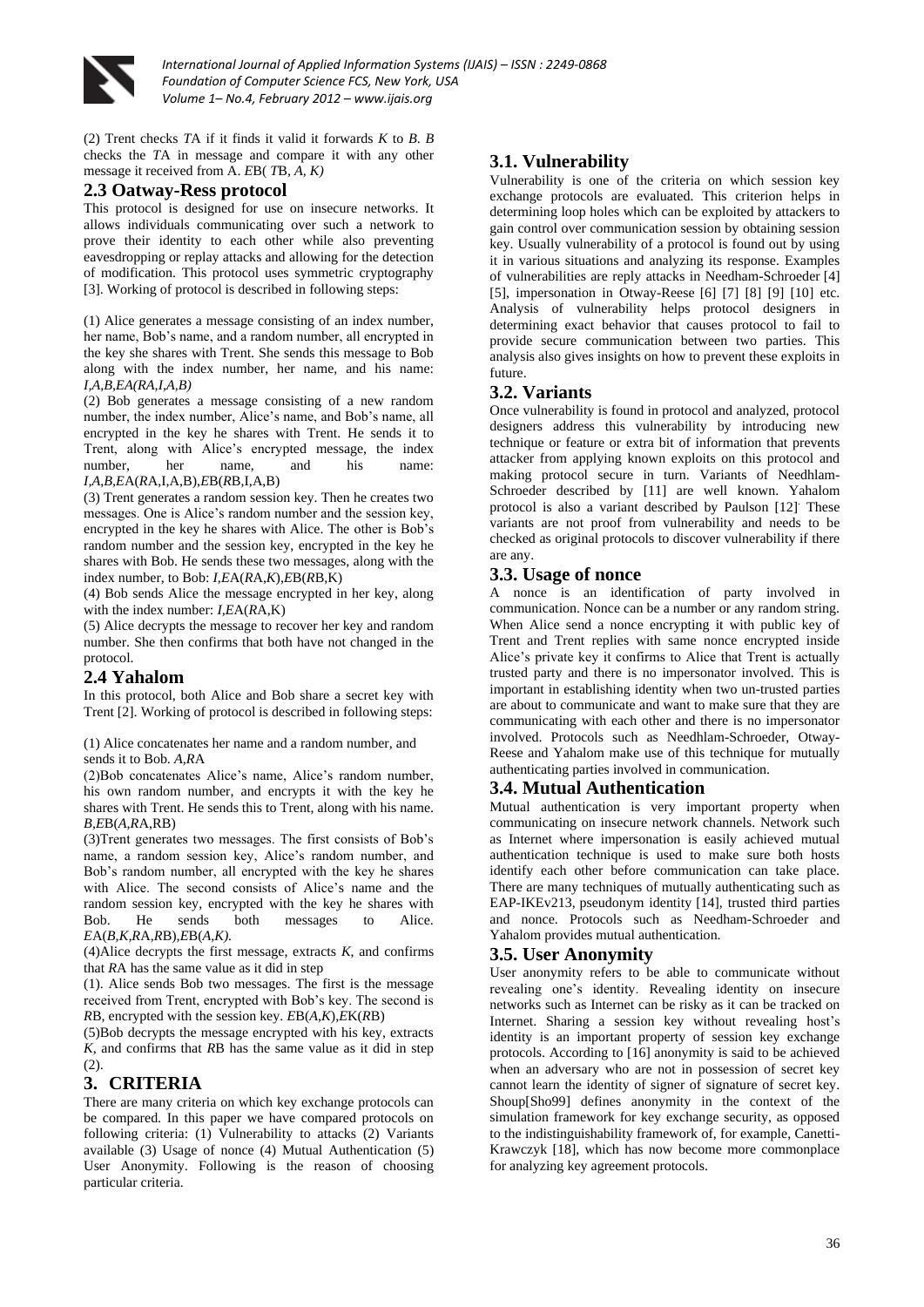(2) Trent checks *T*A if it finds it valid it forwards *K* to *B*. *B* checks the *T*A in message and compare it with any other message it received from A. *E*B( *T*B, *A, K)*

## 2.3 Oatway-Ress protocol

This protocol is designed for use on insecure networks. It allows individuals communicating over such a network to prove their identity to each other while also preventing eavesdropping or replay attacks and allowing for the detection of modification. This protocol uses symmetric cryptography [3]. Working of protocol is described in following steps:

(1) Alice generates a message consisting of an index number, her name, Bob's name, and a random number, all encrypted in the key she shares with Trent. She sends this message to Bob along with the index number, her name, and his name: *I,A,B,EA(RA,I,A,B)*

(2) Bob generates a message consisting of a new random number, the index number, Alice's name, and Bob's name, all encrypted in the key he shares with Trent. He sends it to Trent, along with Alice's encrypted message, the index number, her name, and his name: *I,A,B,E*A(*R*A,I,A,B),*E*B(*R*B,I,A,B)

(3) Trent generates a random session key. Then he creates two messages. One is Alice's random number and the session key, encrypted in the key he shares with Alice. The other is Bob's random number and the session key, encrypted in the key he shares with Bob. He sends these two messages, along with the index number, to Bob: *I,E*A(*R*A,*K*),*E*B(*R*B,K)

(4) Bob sends Alice the message encrypted in her key, along with the index number: *I,E*A(*R*A,K)

(5) Alice decrypts the message to recover her key and random number. She then confirms that both have not changed in the protocol.

## 2.4 Yahalom

In this protocol, both Alice and Bob share a secret key with Trent [2]. Working of protocol is described in following steps:

(1) Alice concatenates her name and a random number, and sends it to Bob. *A,R*A

(2)Bob concatenates Alice's name, Alice's random number, his own random number, and encrypts it with the key he shares with Trent. He sends this to Trent, along with his name. *B,E*B(*A,R*A,RB)

(3)Trent generates two messages. The first consists of Bob's name, a random session key, Alice's random number, and Bob's random number, all encrypted with the key he shares with Alice. The second consists of Alice's name and the random session key, encrypted with the key he shares with Bob. He sends both messages to Alice. *E*A(*B,K,R*A,*R*B),*E*B(*A,K).*

(4)Alice decrypts the first message, extracts *K*, and confirms that *R*A has the same value as it did in step

(1). Alice sends Bob two messages. The first is the message received from Trent, encrypted with Bob's key. The second is *R*B, encrypted with the session key. *E*B(*A*,*K*),*E*K(*R*B)

(5)Bob decrypts the message encrypted with his key, extracts *K*, and confirms that *R*B has the same value as it did in step (2).

# 3. CRITERIA

There are many criteria on which key exchange protocols can be compared. In this paper we have compared protocols on following criteria: (1) Vulnerability to attacks (2) Variants available (3) Usage of nonce (4) Mutual Authentication (5) User Anonymity. Following is the reason of choosing particular criteria.

## 3.1. Vulnerability

Vulnerability is one of the criteria on which session key exchange protocols are evaluated. This criterion helps in determining loop holes which can be exploited by attackers to gain control over communication session by obtaining session key. Usually vulnerability of a protocol is found out by using it in various situations and analyzing its response. Examples of vulnerabilities are reply attacks in Needham-Schroeder [4] [5], impersonation in Otway-Reese [6] [7] [8] [9] [10] etc. Analysis of vulnerability helps protocol designers in determining exact behavior that causes protocol to fail to provide secure communication between two parties. This analysis also gives insights on how to prevent these exploits in future.

## 3.2. Variants

Once vulnerability is found in protocol and analyzed, protocol designers address this vulnerability by introducing new technique or feature or extra bit of information that prevents attacker from applying known exploits on this protocol and making protocol secure in turn. Variants of Needhlam-Schroeder described by [11] are well known. Yahalom protocol is also a variant described by Paulson [12]. These variants are not proof from vulnerability and needs to be checked as original protocols to discover vulnerability if there are any.

## 3.3. Usage of nonce

A nonce is an identification of party involved in communication. Nonce can be a number or any random string. When Alice send a nonce encrypting it with public key of Trent and Trent replies with same nonce encrypted inside Alice's private key it confirms to Alice that Trent is actually trusted party and there is no impersonator involved. This is important in establishing identity when two un-trusted parties are about to communicate and want to make sure that they are communicating with each other and there is no impersonator involved. Protocols such as Needhlam-Schroeder, Otway-Reese and Yahalom make use of this technique for mutually authenticating parties involved in communication.

## 3.4. Mutual Authentication

Mutual authentication is very important property when communicating on insecure network channels. Network such as Internet where impersonation is easily achieved mutual authentication technique is used to make sure both hosts identify each other before communication can take place. There are many techniques of mutually authenticating such as EAP-IKEv213, pseudonym identity [14], trusted third parties and nonce. Protocols such as Needham-Schroeder and Yahalom provides mutual authentication.

## 3.5. User Anonymity

User anonymity refers to be able to communicate without revealing one's identity. Revealing identity on insecure networks such as Internet can be risky as it can be tracked on Internet. Sharing a session key without revealing host's identity is an important property of session key exchange protocols. According to [16] anonymity is said to be achieved when an adversary who are not in possession of secret key cannot learn the identity of signer of signature of secret key. Shoup[Sho99] defines anonymity in the context of the simulation framework for key exchange security, as opposed to the indistinguishability framework of, for example, Canetti-Krawczyk [18], which has now become more commonplace for analyzing key agreement protocols.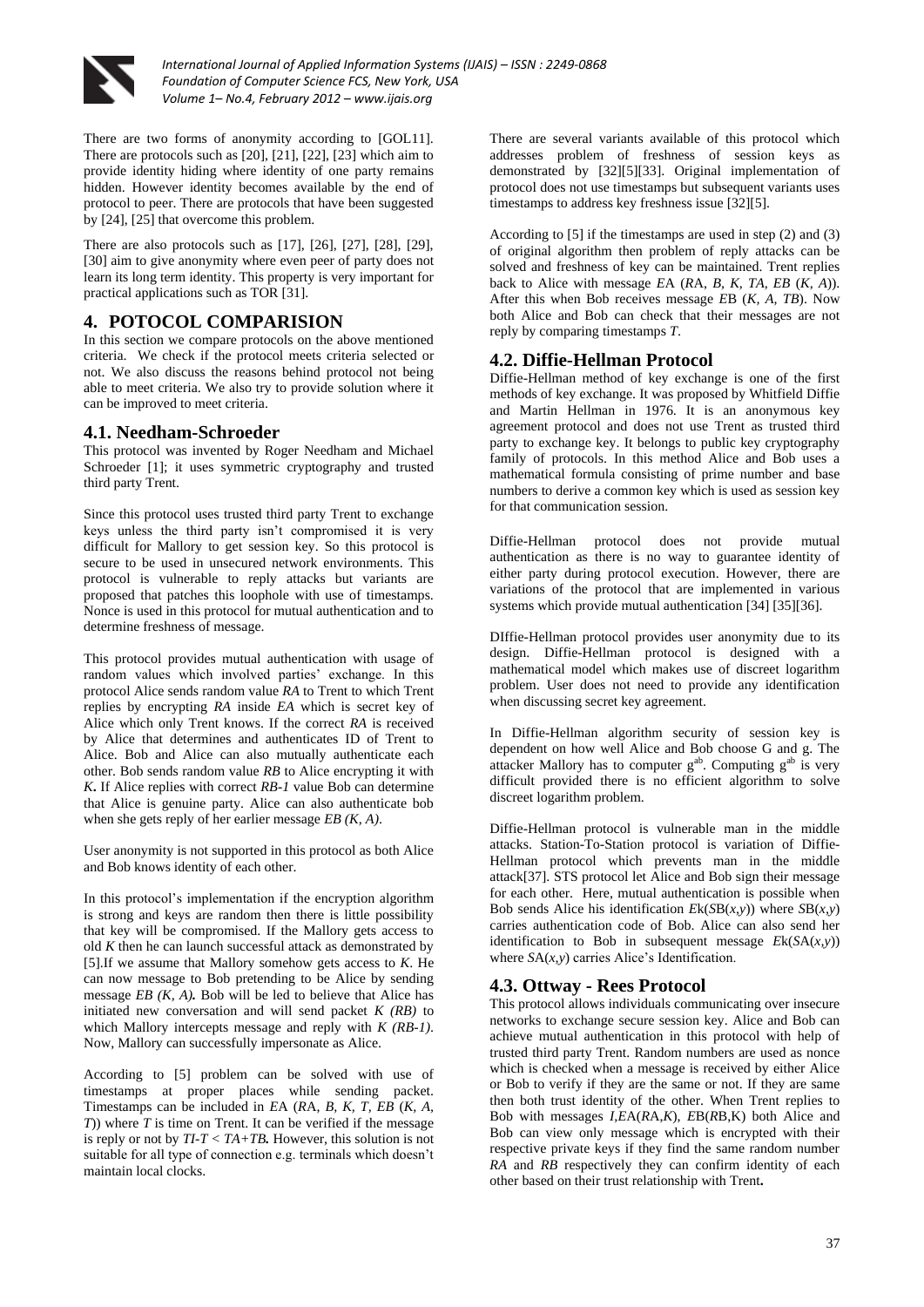There are two forms of anonymity according to [GOL11]. There are protocols such as [20], [21], [22], [23] which aim to provide identity hiding where identity of one party remains hidden. However identity becomes available by the end of protocol to peer. There are protocols that have been suggested by [24], [25] that overcome this problem.

There are also protocols such as [17], [26], [27], [28], [29], [30] aim to give anonymity where even peer of party does not learn its long term identity. This property is very important for practical applications such as TOR [31].

## 4. POTOCOL COMPARISION

In this section we compare protocols on the above mentioned criteria. We check if the protocol meets criteria selected or not. We also discuss the reasons behind protocol not being able to meet criteria. We also try to provide solution where it can be improved to meet criteria.

### 4.1. Needham-Schroeder

This protocol was invented by Roger Needham and Michael Schroeder [1]; it uses symmetric cryptography and trusted third party Trent.

Since this protocol uses trusted third party Trent to exchange keys unless the third party isn't compromised it is very difficult for Mallory to get session key. So this protocol is secure to be used in unsecured network environments. This protocol is vulnerable to reply attacks but variants are proposed that patches this loophole with use of timestamps. Nonce is used in this protocol for mutual authentication and to determine freshness of message.

This protocol provides mutual authentication with usage of random values which involved parties' exchange. In this protocol Alice sends random value *RA* to Trent to which Trent replies by encrypting *RA* inside *EA* which is secret key of Alice which only Trent knows. If the correct *RA* is received by Alice that determines and authenticates ID of Trent to Alice. Bob and Alice can also mutually authenticate each other. Bob sends random value *RB* to Alice encrypting it with *K***.** If Alice replies with correct *RB-1* value Bob can determine that Alice is genuine party. Alice can also authenticate bob when she gets reply of her earlier message *EB (K, A)*.

User anonymity is not supported in this protocol as both Alice and Bob knows identity of each other.

In this protocol's implementation if the encryption algorithm is strong and keys are random then there is little possibility that key will be compromised. If the Mallory gets access to old *K* then he can launch successful attack as demonstrated by [5].If we assume that Mallory somehow gets access to *K*. He can now message to Bob pretending to be Alice by sending message *EB (K, A)***.** Bob will be led to believe that Alice has initiated new conversation and will send packet *K (RB)* to which Mallory intercepts message and reply with *K (RB-1)*. Now, Mallory can successfully impersonate as Alice.

According to [5] problem can be solved with use of timestamps at proper places while sending packet. Timestamps can be included in *E*A (*R*A, *B, K, T, EB* (*K, A, T*)) where *T* is time on Trent. It can be verified if the message is reply or not by *TI-T* < *TA+TB***.** However, this solution is not suitable for all type of connection e.g. terminals which doesn't maintain local clocks.

There are several variants available of this protocol which addresses problem of freshness of session keys as demonstrated by [32][5][33]. Original implementation of protocol does not use timestamps but subsequent variants uses timestamps to address key freshness issue [32][5].

According to [5] if the timestamps are used in step (2) and (3) of original algorithm then problem of reply attacks can be solved and freshness of key can be maintained. Trent replies back to Alice with message *E*A (*R*A, *B, K, TA, EB* (*K, A*)). After this when Bob receives message *E*B (*K, A, TB*). Now both Alice and Bob can check that their messages are not reply by comparing timestamps *T*.

### 4.2. Diffie-Hellman Protocol

Diffie-Hellman method of key exchange is one of the first methods of key exchange. It was proposed by Whitfield Diffie and Martin Hellman in 1976. It is an anonymous key agreement protocol and does not use Trent as trusted third party to exchange key. It belongs to public key cryptography family of protocols. In this method Alice and Bob uses a mathematical formula consisting of prime number and base numbers to derive a common key which is used as session key for that communication session.

Diffie-Hellman protocol does not provide mutual authentication as there is no way to guarantee identity of either party during protocol execution. However, there are variations of the protocol that are implemented in various systems which provide mutual authentication [34] [35][36].

DIffie-Hellman protocol provides user anonymity due to its design. Diffie-Hellman protocol is designed with a mathematical model which makes use of discreet logarithm problem. User does not need to provide any identification when discussing secret key agreement.

In Diffie-Hellman algorithm security of session key is dependent on how well Alice and Bob choose G and g. The attacker Mallory has to computer $g^{ab}$. Computing $g^{ab}$ is very difficult provided there is no efficient algorithm to solve discreet logarithm problem.

Diffie-Hellman protocol is vulnerable man in the middle attacks. Station-To-Station protocol is variation of Diffie-Hellman protocol which prevents man in the middle attack[37]. STS protocol let Alice and Bob sign their message for each other. Here, mutual authentication is possible when Bob sends Alice his identification $Ek(SB(x,y))$ where $SB(x,y)$ carries authentication code of Bob. Alice can also send her identification to Bob in subsequent message $Ek(SA(x,y))$ where $SA(x,y)$ carries Alice's Identification.

### 4.3. Ottway - Rees Protocol

This protocol allows individuals communicating over insecure networks to exchange secure session key. Alice and Bob can achieve mutual authentication in this protocol with help of trusted third party Trent. Random numbers are used as nonce which is checked when a message is received by either Alice or Bob to verify if they are the same or not. If they are same then both trust identity of the other. When Trent replies to Bob with messages *I*,*E*A(*R*A,*K*), *E*B(*R*B,K) both Alice and Bob can view only message which is encrypted with their respective private keys if they find the same random number *RA* and *RB* respectively they can confirm identity of each other based on their trust relationship with Trent**.**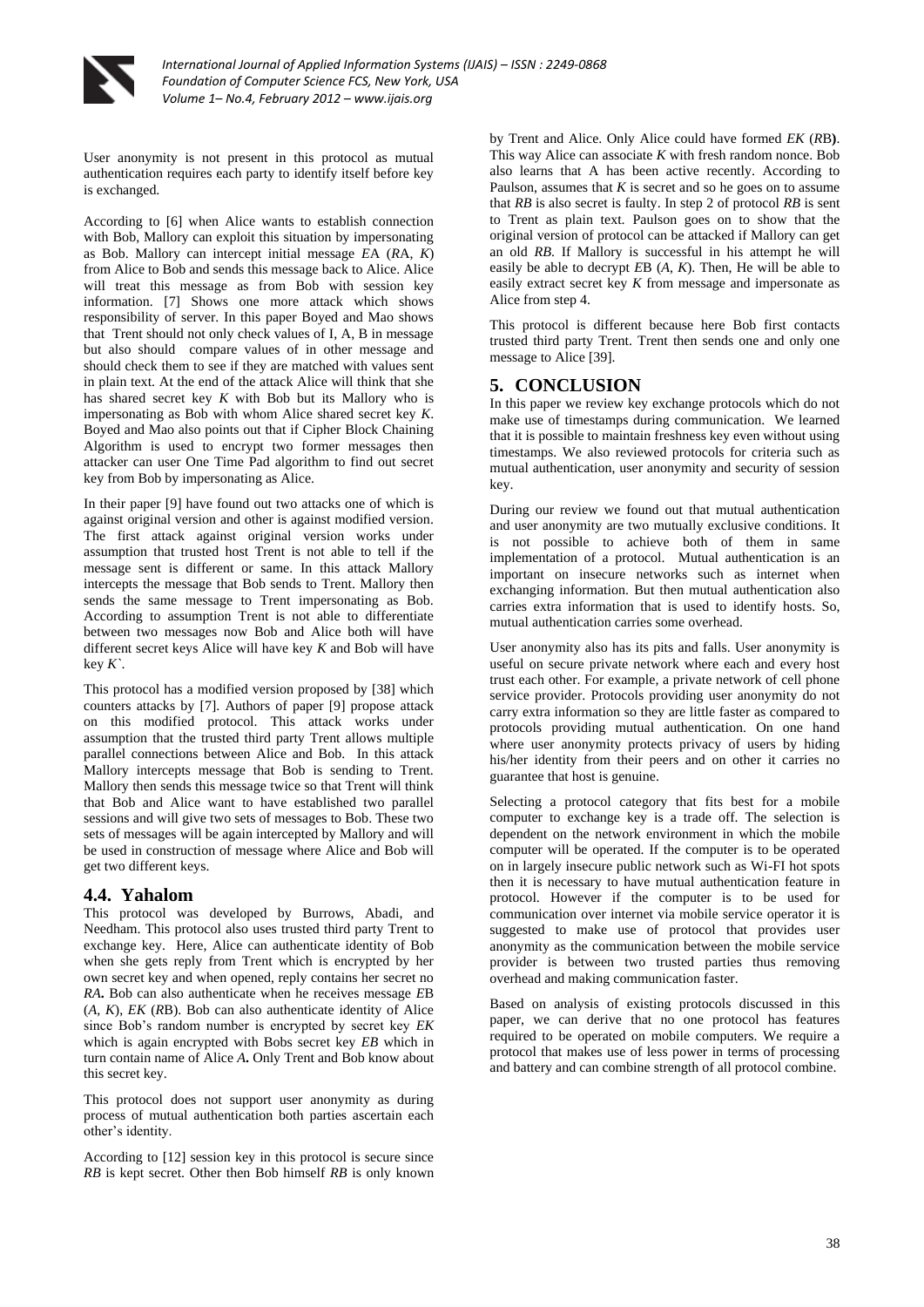User anonymity is not present in this protocol as mutual authentication requires each party to identify itself before key is exchanged.

According to [6] when Alice wants to establish connection with Bob, Mallory can exploit this situation by impersonating as Bob. Mallory can intercept initial message *E*A (*R*A, *K*) from Alice to Bob and sends this message back to Alice. Alice will treat this message as from Bob with session key information. [7] Shows one more attack which shows responsibility of server. In this paper Boyed and Mao shows that Trent should not only check values of I, A, B in message but also should compare values of in other message and should check them to see if they are matched with values sent in plain text. At the end of the attack Alice will think that she has shared secret key *K* with Bob but its Mallory who is impersonating as Bob with whom Alice shared secret key *K*. Boyed and Mao also points out that if Cipher Block Chaining Algorithm is used to encrypt two former messages then attacker can user One Time Pad algorithm to find out secret key from Bob by impersonating as Alice.

In their paper [9] have found out two attacks one of which is against original version and other is against modified version. The first attack against original version works under assumption that trusted host Trent is not able to tell if the message sent is different or same. In this attack Mallory intercepts the message that Bob sends to Trent. Mallory then sends the same message to Trent impersonating as Bob. According to assumption Trent is not able to differentiate between two messages now Bob and Alice both will have different secret keys Alice will have key *K* and Bob will have key *K*`.

This protocol has a modified version proposed by [38] which counters attacks by [7]. Authors of paper [9] propose attack on this modified protocol. This attack works under assumption that the trusted third party Trent allows multiple parallel connections between Alice and Bob. In this attack Mallory intercepts message that Bob is sending to Trent. Mallory then sends this message twice so that Trent will think that Bob and Alice want to have established two parallel sessions and will give two sets of messages to Bob. These two sets of messages will be again intercepted by Mallory and will be used in construction of message where Alice and Bob will get two different keys.

### 4.4. Yahalom

This protocol was developed by Burrows, Abadi, and Needham. This protocol also uses trusted third party Trent to exchange key. Here, Alice can authenticate identity of Bob when she gets reply from Trent which is encrypted by her own secret key and when opened, reply contains her secret no *RA***.** Bob can also authenticate when he receives message *E*B (*A*, *K*), *EK* (*R*B). Bob can also authenticate identity of Alice since Bob's random number is encrypted by secret key *EK* which is again encrypted with Bobs secret key *EB* which in turn contain name of Alice *A***.** Only Trent and Bob know about this secret key.

This protocol does not support user anonymity as during process of mutual authentication both parties ascertain each other's identity.

According to [12] session key in this protocol is secure since *RB* is kept secret. Other then Bob himself *RB* is only known by Trent and Alice. Only Alice could have formed *EK* (*R*B**)**. This way Alice can associate *K* with fresh random nonce. Bob also learns that A has been active recently. According to Paulson, assumes that *K* is secret and so he goes on to assume that *RB* is also secret is faulty. In step 2 of protocol *RB* is sent to Trent as plain text. Paulson goes on to show that the original version of protocol can be attacked if Mallory can get an old *RB*. If Mallory is successful in his attempt he will easily be able to decrypt *E*B (*A*, *K*). Then, He will be able to easily extract secret key *K* from message and impersonate as Alice from step 4.

This protocol is different because here Bob first contacts trusted third party Trent. Trent then sends one and only one message to Alice [39].

## 5. CONCLUSION

In this paper we review key exchange protocols which do not make use of timestamps during communication. We learned that it is possible to maintain freshness key even without using timestamps. We also reviewed protocols for criteria such as mutual authentication, user anonymity and security of session key.

During our review we found out that mutual authentication and user anonymity are two mutually exclusive conditions. It is not possible to achieve both of them in same implementation of a protocol. Mutual authentication is an important on insecure networks such as internet when exchanging information. But then mutual authentication also carries extra information that is used to identify hosts. So, mutual authentication carries some overhead.

User anonymity also has its pits and falls. User anonymity is useful on secure private network where each and every host trust each other. For example, a private network of cell phone service provider. Protocols providing user anonymity do not carry extra information so they are little faster as compared to protocols providing mutual authentication. On one hand where user anonymity protects privacy of users by hiding his/her identity from their peers and on other it carries no guarantee that host is genuine.

Selecting a protocol category that fits best for a mobile computer to exchange key is a trade off. The selection is dependent on the network environment in which the mobile computer will be operated. If the computer is to be operated on in largely insecure public network such as Wi-FI hot spots then it is necessary to have mutual authentication feature in protocol. However if the computer is to be used for communication over internet via mobile service operator it is suggested to make use of protocol that provides user anonymity as the communication between the mobile service provider is between two trusted parties thus removing overhead and making communication faster.

Based on analysis of existing protocols discussed in this paper, we can derive that no one protocol has features required to be operated on mobile computers. We require a protocol that makes use of less power in terms of processing and battery and can combine strength of all protocol combine.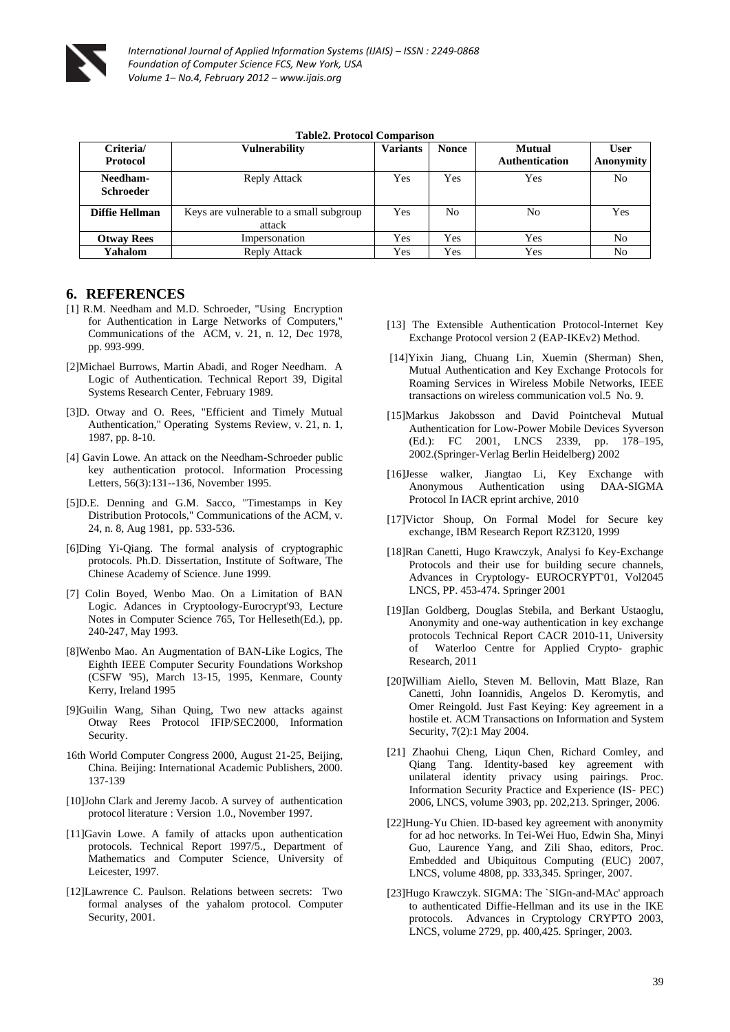**Table2. Protocol Comparison**

| Criteria/ Protocol | Vulnerability | Variants | Nonce | Mutual Authentication | User Anonymity |
|---|---|---|---|---|---|
| **Needham-Schroeder** | Reply Attack | Yes | Yes | Yes | No |
| **Diffie Hellman** | Keys are vulnerable to a small subgroup attack | Yes | No | No | Yes |
| **Otway Rees** | Impersonation | Yes | Yes | Yes | No |
| **Yahalom** | Reply Attack | Yes | Yes | Yes | No |

## 6. REFERENCES

[1] R.M. Needham and M.D. Schroeder, "Using Encryption for Authentication in Large Networks of Computers," Communications of the ACM, v. 21, n. 12, Dec 1978, pp. 993-999.

[2]Michael Burrows, Martin Abadi, and Roger Needham. A Logic of Authentication. Technical Report 39, Digital Systems Research Center, February 1989.

[3]D. Otway and O. Rees, "Efficient and Timely Mutual Authentication," Operating Systems Review, v. 21, n. 1, 1987, pp. 8-10.

[4] Gavin Lowe. An attack on the Needham-Schroeder public key authentication protocol. Information Processing Letters, 56(3):131--136, November 1995.

[5]D.E. Denning and G.M. Sacco, "Timestamps in Key Distribution Protocols," Communications of the ACM, v. 24, n. 8, Aug 1981, pp. 533-536.

[6]Ding Yi-Qiang. The formal analysis of cryptographic protocols. Ph.D. Dissertation, Institute of Software, The Chinese Academy of Science. June 1999.

[7] Colin Boyed, Wenbo Mao. On a Limitation of BAN Logic. Adances in Cryptoology-Eurocrypt'93, Lecture Notes in Computer Science 765, Tor Helleseth(Ed.), pp. 240-247, May 1993.

[8]Wenbo Mao. An Augmentation of BAN-Like Logics, The Eighth IEEE Computer Security Foundations Workshop (CSFW '95), March 13-15, 1995, Kenmare, County Kerry, Ireland 1995

[9]Guilin Wang, Sihan Quing, Two new attacks against Otway Rees Protocol IFIP/SEC2000, Information Security.

16th World Computer Congress 2000, August 21-25, Beijing, China. Beijing: International Academic Publishers, 2000. 137-139

[10]John Clark and Jeremy Jacob. A survey of authentication protocol literature : Version 1.0., November 1997.

[11]Gavin Lowe. A family of attacks upon authentication protocols. Technical Report 1997/5., Department of Mathematics and Computer Science, University of Leicester, 1997.

[12]Lawrence C. Paulson. Relations between secrets: Two formal analyses of the yahalom protocol. Computer Security, 2001.

[13] The Extensible Authentication Protocol-Internet Key Exchange Protocol version 2 (EAP-IKEv2) Method.

[14]Yixin Jiang, Chuang Lin, Xuemin (Sherman) Shen, Mutual Authentication and Key Exchange Protocols for Roaming Services in Wireless Mobile Networks, IEEE transactions on wireless communication vol.5 No. 9.

[15]Markus Jakobsson and David Pointcheval Mutual Authentication for Low-Power Mobile Devices Syverson (Ed.): FC 2001, LNCS 2339, pp. 178–195, 2002.(Springer-Verlag Berlin Heidelberg) 2002

[16]Jesse walker, Jiangtao Li, Key Exchange with Anonymous Authentication using DAA-SIGMA Protocol In IACR eprint archive, 2010

[17]Victor Shoup, On Formal Model for Secure key exchange, IBM Research Report RZ3120, 1999

[18]Ran Canetti, Hugo Krawczyk, Analysi fo Key-Exchange Protocols and their use for building secure channels, Advances in Cryptology- EUROCRYPT'01, Vol2045 LNCS, PP. 453-474. Springer 2001

[19]Ian Goldberg, Douglas Stebila, and Berkant Ustaoglu, Anonymity and one-way authentication in key exchange protocols Technical Report CACR 2010-11, University of Waterloo Centre for Applied Crypto- graphic Research, 2011

[20]William Aiello, Steven M. Bellovin, Matt Blaze, Ran Canetti, John Ioannidis, Angelos D. Keromytis, and Omer Reingold. Just Fast Keying: Key agreement in a hostile et. ACM Transactions on Information and System Security, 7(2):1 May 2004.

[21] Zhaohui Cheng, Liqun Chen, Richard Comley, and Qiang Tang. Identity-based key agreement with unilateral identity privacy using pairings. Proc. Information Security Practice and Experience (IS- PEC) 2006, LNCS, volume 3903, pp. 202,213. Springer, 2006.

[22]Hung-Yu Chien. ID-based key agreement with anonymity for ad hoc networks. In Tei-Wei Huo, Edwin Sha, Minyi Guo, Laurence Yang, and Zili Shao, editors, Proc. Embedded and Ubiquitous Computing (EUC) 2007, LNCS, volume 4808, pp. 333,345. Springer, 2007.

[23]Hugo Krawczyk. SIGMA: The `SIGn-and-MAc' approach to authenticated Diffie-Hellman and its use in the IKE protocols. Advances in Cryptology CRYPTO 2003, LNCS, volume 2729, pp. 400,425. Springer, 2003.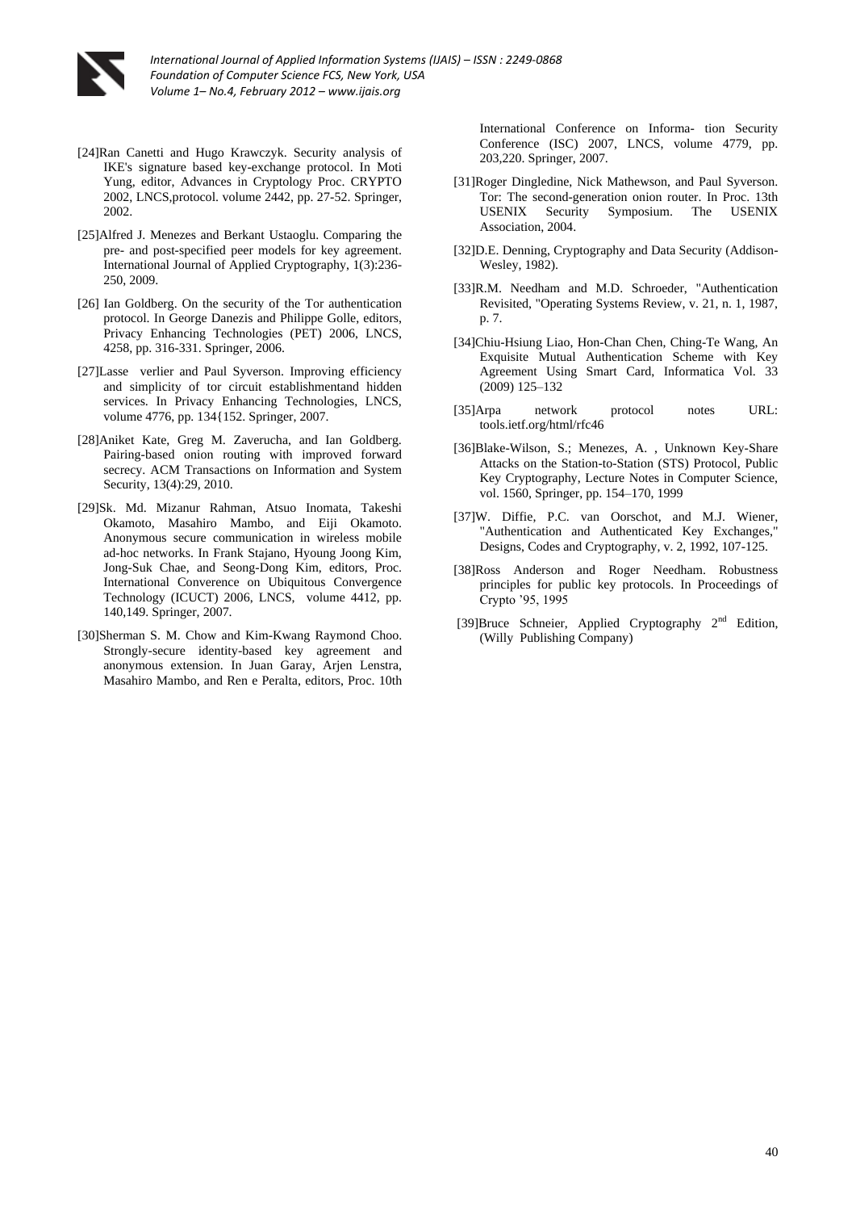[24]Ran Canetti and Hugo Krawczyk. Security analysis of IKE's signature based key-exchange protocol. In Moti Yung, editor, Advances in Cryptology Proc. CRYPTO 2002, LNCS,protocol. volume 2442, pp. 27-52. Springer, 2002.

[25]Alfred J. Menezes and Berkant Ustaoglu. Comparing the pre- and post-specified peer models for key agreement. International Journal of Applied Cryptography, 1(3):236-250, 2009.

[26] Ian Goldberg. On the security of the Tor authentication protocol. In George Danezis and Philippe Golle, editors, Privacy Enhancing Technologies (PET) 2006, LNCS, 4258, pp. 316-331. Springer, 2006.

[27]Lasse verlier and Paul Syverson. Improving efficiency and simplicity of tor circuit establishmentand hidden services. In Privacy Enhancing Technologies, LNCS, volume 4776, pp. 134{152. Springer, 2007.

[28]Aniket Kate, Greg M. Zaverucha, and Ian Goldberg. Pairing-based onion routing with improved forward secrecy. ACM Transactions on Information and System Security, 13(4):29, 2010.

[29]Sk. Md. Mizanur Rahman, Atsuo Inomata, Takeshi Okamoto, Masahiro Mambo, and Eiji Okamoto. Anonymous secure communication in wireless mobile ad-hoc networks. In Frank Stajano, Hyoung Joong Kim, Jong-Suk Chae, and Seong-Dong Kim, editors, Proc. International Converence on Ubiquitous Convergence Technology (ICUCT) 2006, LNCS, volume 4412, pp. 140,149. Springer, 2007.

[30]Sherman S. M. Chow and Kim-Kwang Raymond Choo. Strongly-secure identity-based key agreement and anonymous extension. In Juan Garay, Arjen Lenstra, Masahiro Mambo, and Ren e Peralta, editors, Proc. 10th International Conference on Informa- tion Security Conference (ISC) 2007, LNCS, volume 4779, pp. 203,220. Springer, 2007.

[31]Roger Dingledine, Nick Mathewson, and Paul Syverson. Tor: The second-generation onion router. In Proc. 13th USENIX Security Symposium. The USENIX Association, 2004.

[32]D.E. Denning, Cryptography and Data Security (Addison-Wesley, 1982).

[33]R.M. Needham and M.D. Schroeder, "Authentication Revisited, "Operating Systems Review, v. 21, n. 1, 1987, p. 7.

[34]Chiu-Hsiung Liao, Hon-Chan Chen, Ching-Te Wang, An Exquisite Mutual Authentication Scheme with Key Agreement Using Smart Card, Informatica Vol. 33 (2009) 125–132

[35]Arpa network protocol notes URL: tools.ietf.org/html/rfc46

[36]Blake-Wilson, S.; Menezes, A. , Unknown Key-Share Attacks on the Station-to-Station (STS) Protocol, Public Key Cryptography, Lecture Notes in Computer Science, vol. 1560, Springer, pp. 154–170, 1999

[37]W. Diffie, P.C. van Oorschot, and M.J. Wiener, "Authentication and Authenticated Key Exchanges," Designs, Codes and Cryptography, v. 2, 1992, 107-125.

[38]Ross Anderson and Roger Needham. Robustness principles for public key protocols. In Proceedings of Crypto '95, 1995

[39]Bruce Schneier, Applied Cryptography 2nd Edition, (Willy Publishing Company)